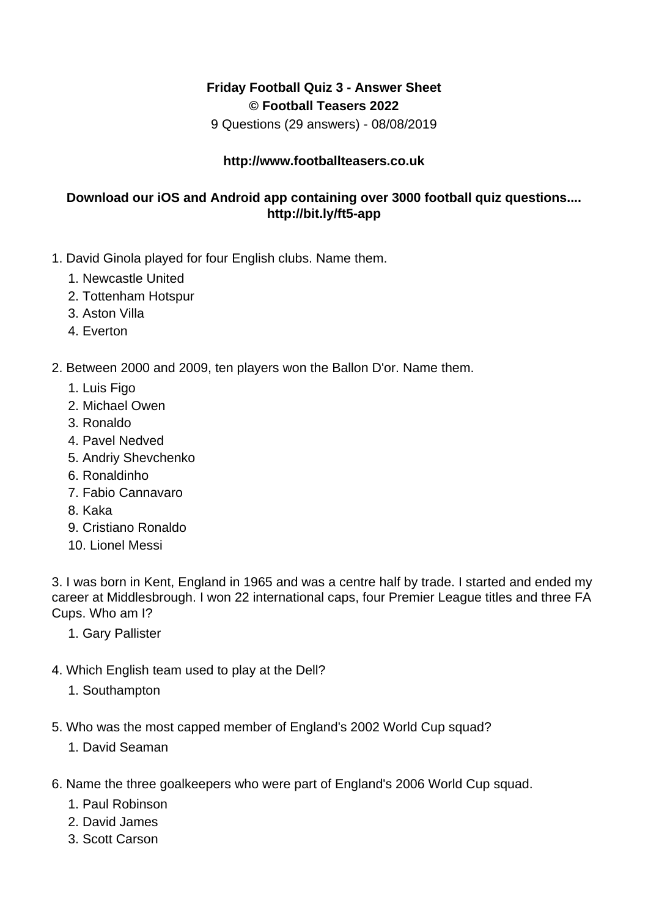**Friday Football Quiz 3 - Answer Sheet**
**© Football Teasers 2022**
9 Questions (29 answers) - 08/08/2019

**http://www.footballteasers.co.uk**

**Download our iOS and Android app containing over 3000 football quiz questions.... http://bit.ly/ft5-app**

1. David Ginola played for four English clubs. Name them.
   1. Newcastle United
   2. Tottenham Hotspur
   3. Aston Villa
   4. Everton

2. Between 2000 and 2009, ten players won the Ballon D'or. Name them.
   1. Luis Figo
   2. Michael Owen
   3. Ronaldo
   4. Pavel Nedved
   5. Andriy Shevchenko
   6. Ronaldinho
   7. Fabio Cannavaro
   8. Kaka
   9. Cristiano Ronaldo
   10. Lionel Messi

3. I was born in Kent, England in 1965 and was a centre half by trade. I started and ended my career at Middlesbrough. I won 22 international caps, four Premier League titles and three FA Cups. Who am I?
   1. Gary Pallister

4. Which English team used to play at the Dell?
   1. Southampton

5. Who was the most capped member of England's 2002 World Cup squad?
   1. David Seaman

6. Name the three goalkeepers who were part of England's 2006 World Cup squad.
   1. Paul Robinson
   2. David James
   3. Scott Carson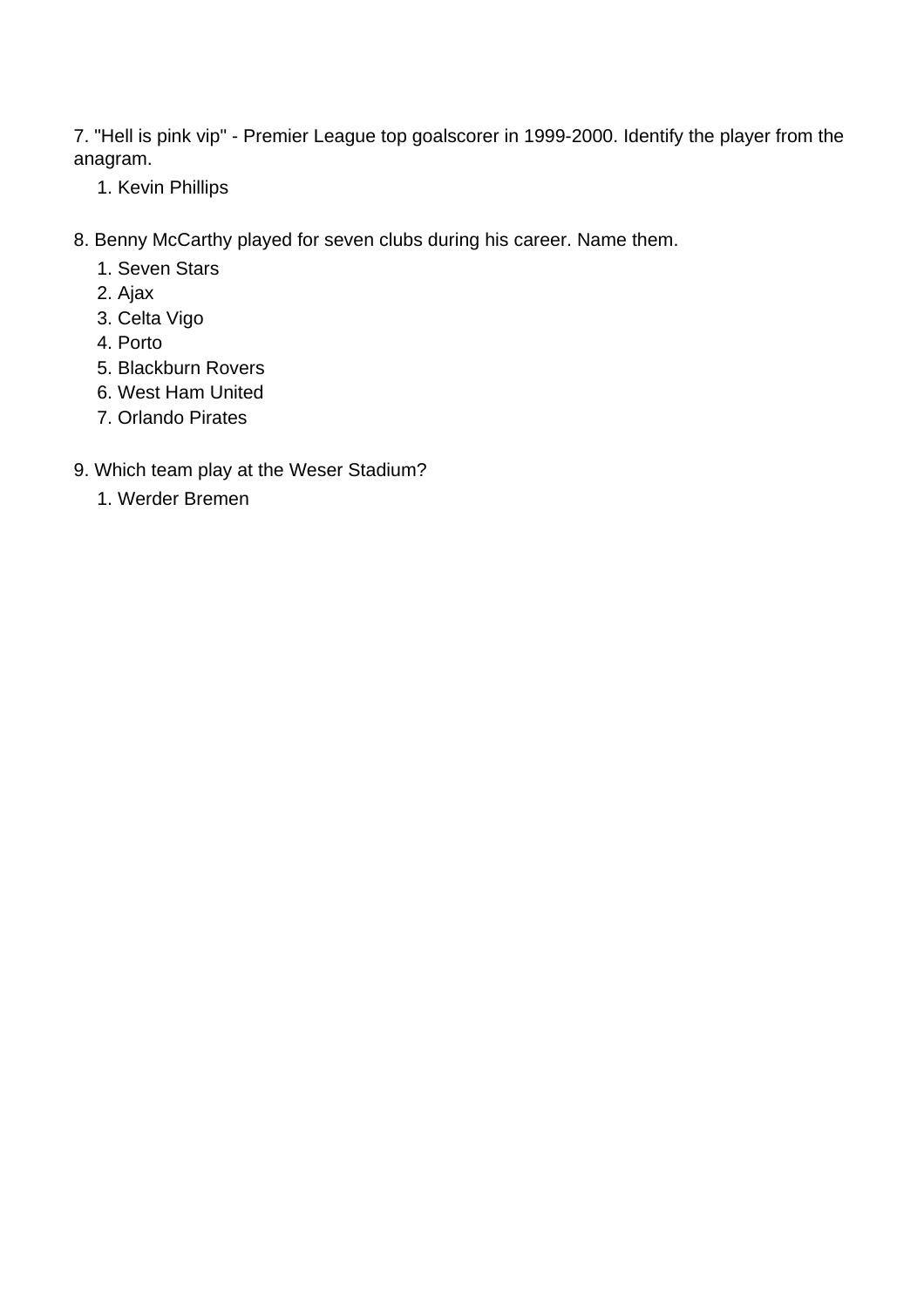7. "Hell is pink vip" - Premier League top goalscorer in 1999-2000. Identify the player from the anagram.

   1. Kevin Phillips

8. Benny McCarthy played for seven clubs during his career. Name them.

   1. Seven Stars
   2. Ajax
   3. Celta Vigo
   4. Porto
   5. Blackburn Rovers
   6. West Ham United
   7. Orlando Pirates

9. Which team play at the Weser Stadium?

   1. Werder Bremen